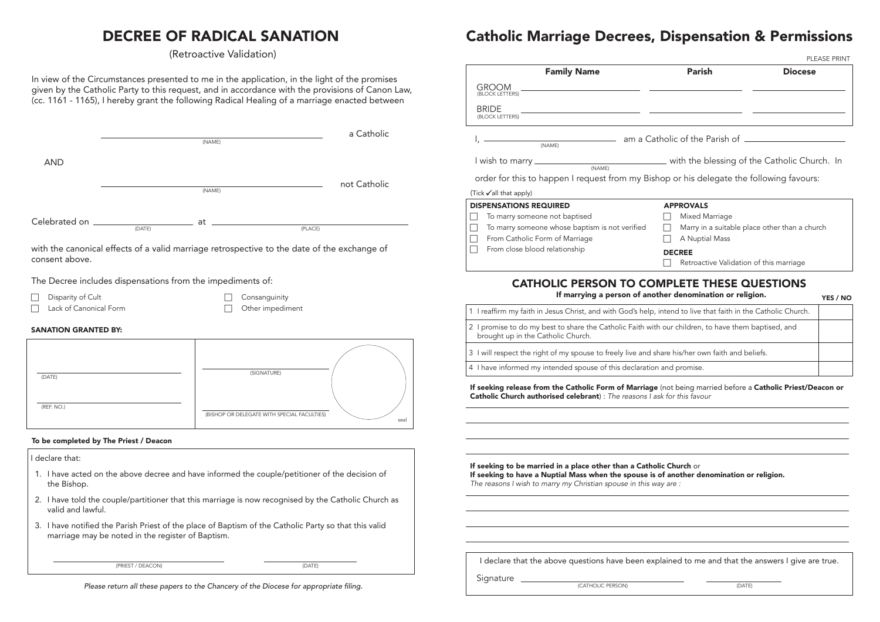# DECREE OF RADICAL SANATION

(Retroactive Validation)

In view of the Circumstances presented to me in the application, in the light of the promises given by the Catholic Party to this request, and in accordance with the provisions of Canon Law, (cc. 1161 - 1165), I hereby grant the following Radical Healing of a marriage enacted between

______________________________ (NAME) a Catholic

AND

______________________________ (NAME) not Catholic

Celebrated on ______________ (DATE) at ______________________ (PLACE)

with the canonical effects of a valid marriage retrospective to the date of the exchange of consent above.

The Decree includes dispensations from the impediments of:

- ☐ Disparity of Cult
- ☐ Consanguinity
- ☐ Lack of Canonical Form
- ☐ Other impediment

**SANATION GRANTED BY:**

| | | |
|---|---|---|
| ______________ (DATE) | ______________ (SIGNATURE) | seal |
| ______________ (REF. NO.) | ______________ (BISHOP OR DELEGATE WITH SPECIAL FACULTIES) | |

**To be completed by The Priest / Deacon**

I declare that:

1. I have acted on the above decree and have informed the couple/petitioner of the decision of the Bishop.
2. I have told the couple/partitioner that this marriage is now recognised by the Catholic Church as valid and lawful.
3. I have notified the Parish Priest of the place of Baptism of the Catholic Party so that this valid marriage may be noted in the register of Baptism.

______________ (PRIEST / DEACON) ______________ (DATE)

*Please return all these papers to the Chancery of the Diocese for appropriate filing.*

# Catholic Marriage Decrees, Dispensation & Permissions

PLEASE PRINT

| | Family Name | Parish | Diocese |
|---|---|---|---|
| GROOM (BLOCK LETTERS) | | | |
| BRIDE (BLOCK LETTERS) | | | |

I, ______________ (NAME) am a Catholic of the Parish of ______________

I wish to marry ______________ (NAME) with the blessing of the Catholic Church. In order for this to happen I request from my Bishop or his delegate the following favours:

(Tick ✓all that apply)

**DISPENSATIONS REQUIRED**

- ☐ To marry someone not baptised
- ☐ To marry someone whose baptism is not verified
- ☐ From Catholic Form of Marriage
- ☐ From close blood relationship

**APPROVALS**

- ☐ Mixed Marriage
- ☐ Marry in a suitable place other than a church
- ☐ A Nuptial Mass

**DECREE**

- ☐ Retroactive Validation of this marriage

## CATHOLIC PERSON TO COMPLETE THESE QUESTIONS

**If marrying a person of another denomination or religion.**

| | YES / NO |
|---|---|
| 1 I reaffirm my faith in Jesus Christ, and with God's help, intend to live that faith in the Catholic Church. | |
| 2 I promise to do my best to share the Catholic Faith with our children, to have them baptised, and brought up in the Catholic Church. | |
| 3 I will respect the right of my spouse to freely live and share his/her own faith and beliefs. | |
| 4 I have informed my intended spouse of this declaration and promise. | |

**If seeking release from the Catholic Form of Marriage** (not being married before a **Catholic Priest/Deacon or Catholic Church authorised celebrant**) : *The reasons I ask for this favour*

______________________________

______________________________

______________________________

______________________________

**If seeking to be married in a place other than a Catholic Church** or
**If seeking to have a Nuptial Mass when the spouse is of another denomination or religion.**
*The reasons I wish to marry my Christian spouse in this way are :*

______________________________

______________________________

______________________________

______________________________

I declare that the above questions have been explained to me and that the answers I give are true.

Signature ______________ (CATHOLIC PERSON) ______________ (DATE)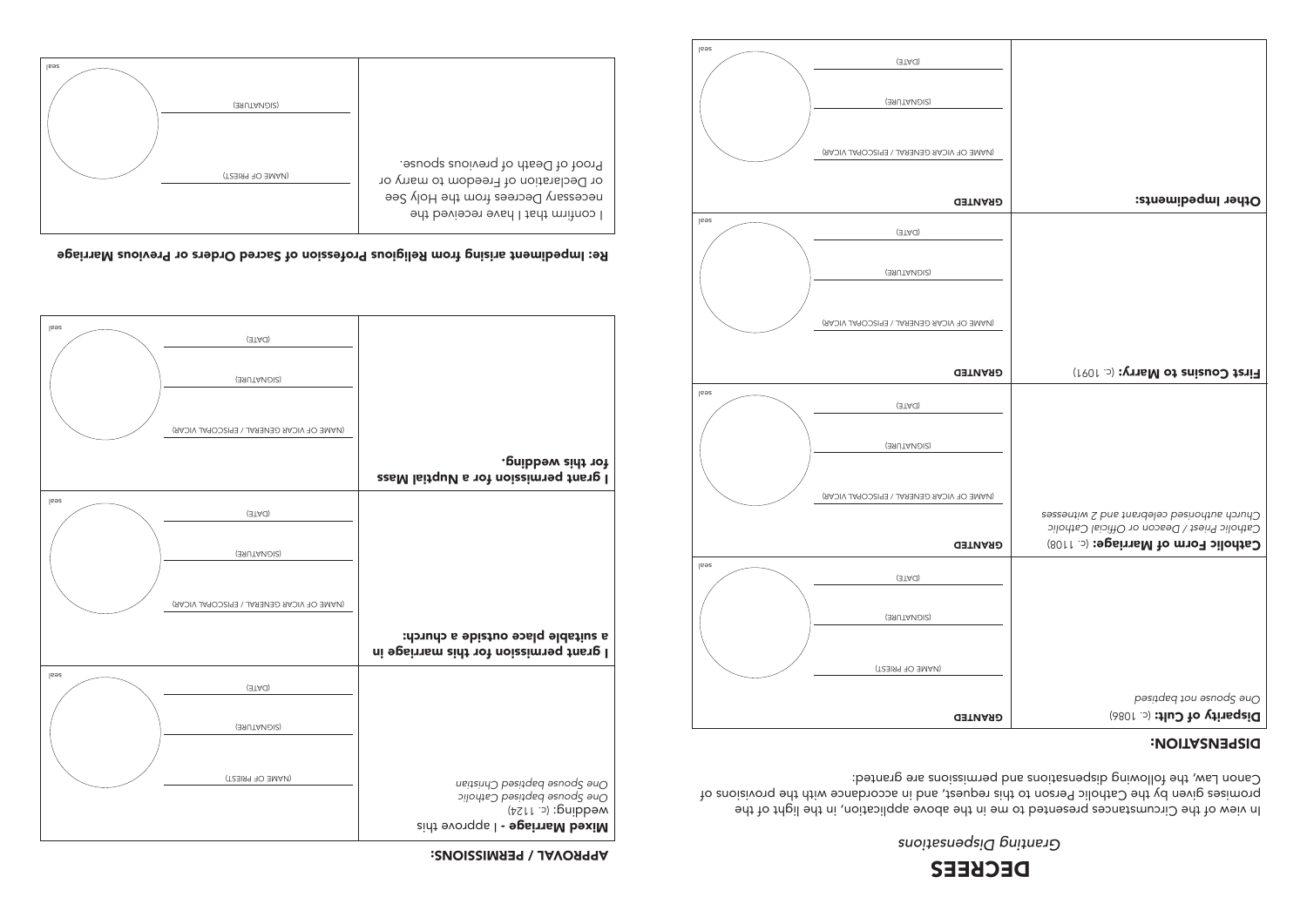# DECREES

*Granting Dispensations*

In view of the Circumstances presented to me in the above application, in the light of the promises given by the Catholic Person to this request, and in accordance with the provisions of Canon Law, the following dispensations and permissions are granted:

## DISPENSATION:

| | |
|---|---|
| **Disparity of Cult:** (c. 1086)<br>*One Spouse not baptised* | **GRANTED**<br>(NAME OF PRIEST)<br>(SIGNATURE)<br>(DATE)<br>seal |
| **Catholic Form of Marriage:** (c. 1108)<br>*Catholic Priest / Deacon or Official Catholic Church authorised celebrant and 2 witnesses* | **GRANTED**<br>(NAME OF VICAR GENERAL / EPISCOPAL VICAR)<br>(SIGNATURE)<br>(DATE)<br>seal |
| **First Cousins to Marry:** (c. 1091) | **GRANTED**<br>(NAME OF VICAR GENERAL / EPISCOPAL VICAR)<br>(SIGNATURE)<br>(DATE)<br>seal |
| **Other Impediments:** | **GRANTED**<br>(NAME OF VICAR GENERAL / EPISCOPAL VICAR)<br>(SIGNATURE)<br>(DATE)<br>seal |

## APPROVAL / PERMISSIONS:

| | |
|---|---|
| **Mixed Marriage -** I approve this wedding: (c. 1124)<br>*One Spouse baptised Catholic*<br>*One Spouse baptised Christian* | (NAME OF PRIEST)<br>(SIGNATURE)<br>(DATE)<br>seal |
| **I grant permission for this marriage in a suitable place outside a church:** | (NAME OF VICAR GENERAL / EPISCOPAL VICAR)<br>(SIGNATURE)<br>(DATE)<br>seal |
| **I grant permission for a Nuptial Mass for this wedding.** | (NAME OF VICAR GENERAL / EPISCOPAL VICAR)<br>(SIGNATURE)<br>(DATE)<br>seal |

**Re: Impediment arising from Religious Profession of Sacred Orders or Previous Marriage**

| | |
|---|---|
| I confirm that I have received the necessary Decrees from the Holy See or Declaration of Freedom to marry or Proof of Death of previous spouse. | (NAME OF PRIEST)<br>(SIGNATURE)<br>seal |